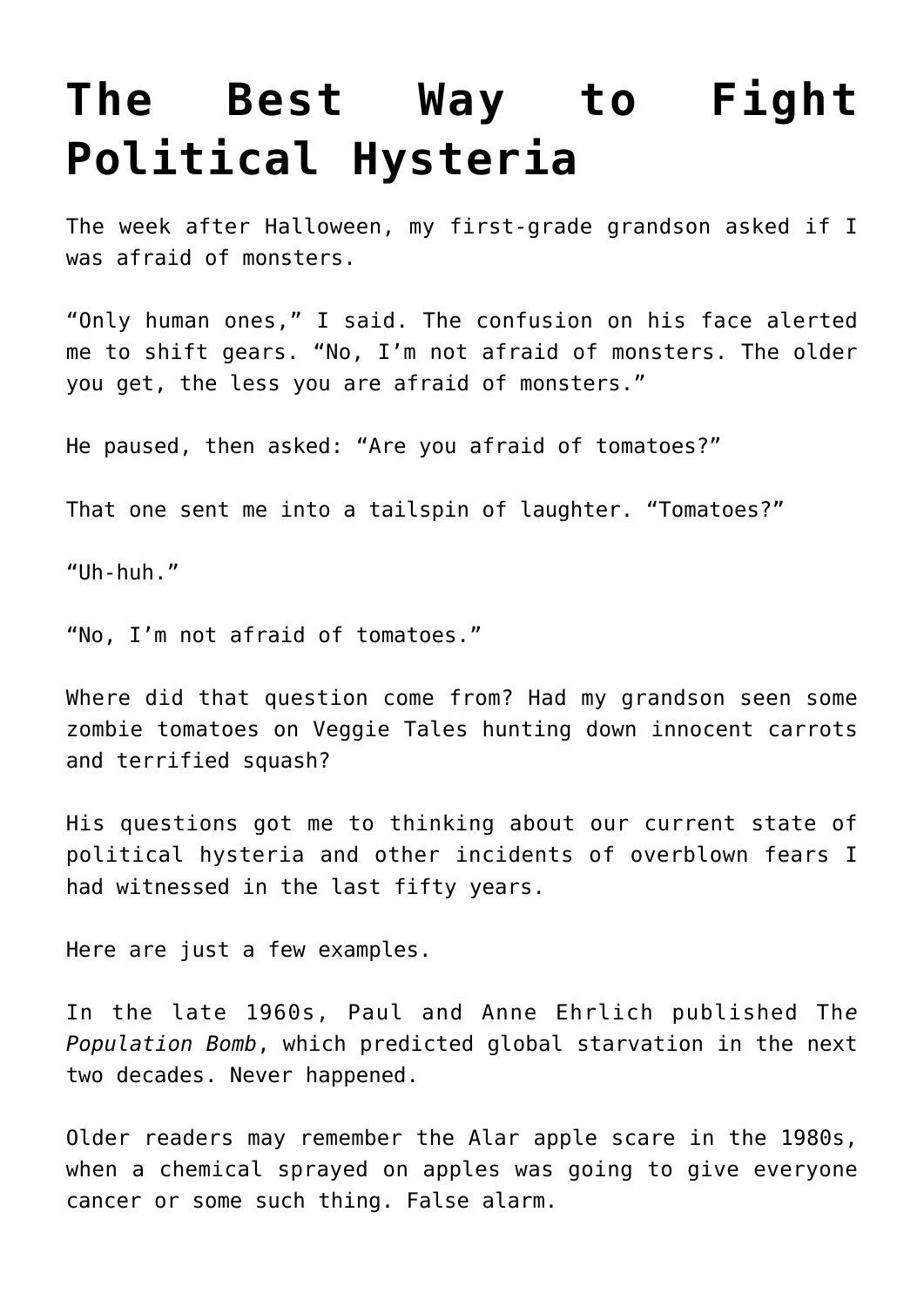# The Best Way to Fight Political Hysteria

The week after Halloween, my first-grade grandson asked if I was afraid of monsters.

"Only human ones," I said. The confusion on his face alerted me to shift gears. "No, I'm not afraid of monsters. The older you get, the less you are afraid of monsters."

He paused, then asked: "Are you afraid of tomatoes?"

That one sent me into a tailspin of laughter. "Tomatoes?"

"Uh-huh."

"No, I'm not afraid of tomatoes."

Where did that question come from? Had my grandson seen some zombie tomatoes on Veggie Tales hunting down innocent carrots and terrified squash?

His questions got me to thinking about our current state of political hysteria and other incidents of overblown fears I had witnessed in the last fifty years.

Here are just a few examples.

In the late 1960s, Paul and Anne Ehrlich published Th*e Population Bomb*, which predicted global starvation in the next two decades. Never happened.

Older readers may remember the Alar apple scare in the 1980s, when a chemical sprayed on apples was going to give everyone cancer or some such thing. False alarm.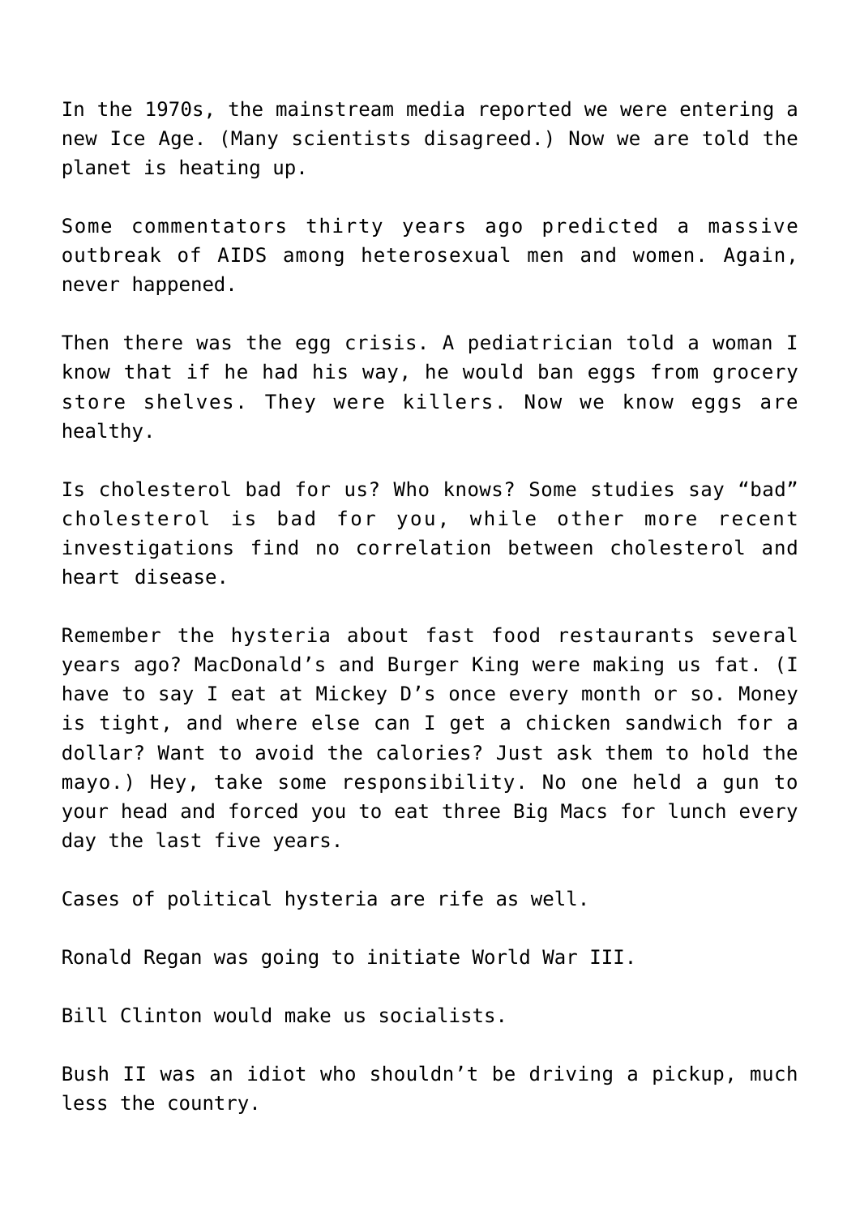In the 1970s, the mainstream media reported we were entering a new Ice Age. (Many scientists disagreed.) Now we are told the planet is heating up.

Some commentators thirty years ago predicted a massive outbreak of AIDS among heterosexual men and women. Again, never happened.

Then there was the egg crisis. A pediatrician told a woman I know that if he had his way, he would ban eggs from grocery store shelves. They were killers. Now we know eggs are healthy.

Is cholesterol bad for us? Who knows? Some studies say "bad" cholesterol is bad for you, while other more recent investigations find no correlation between cholesterol and heart disease.

Remember the hysteria about fast food restaurants several years ago? MacDonald's and Burger King were making us fat. (I have to say I eat at Mickey D's once every month or so. Money is tight, and where else can I get a chicken sandwich for a dollar? Want to avoid the calories? Just ask them to hold the mayo.) Hey, take some responsibility. No one held a gun to your head and forced you to eat three Big Macs for lunch every day the last five years.

Cases of political hysteria are rife as well.

Ronald Regan was going to initiate World War III.

Bill Clinton would make us socialists.

Bush II was an idiot who shouldn't be driving a pickup, much less the country.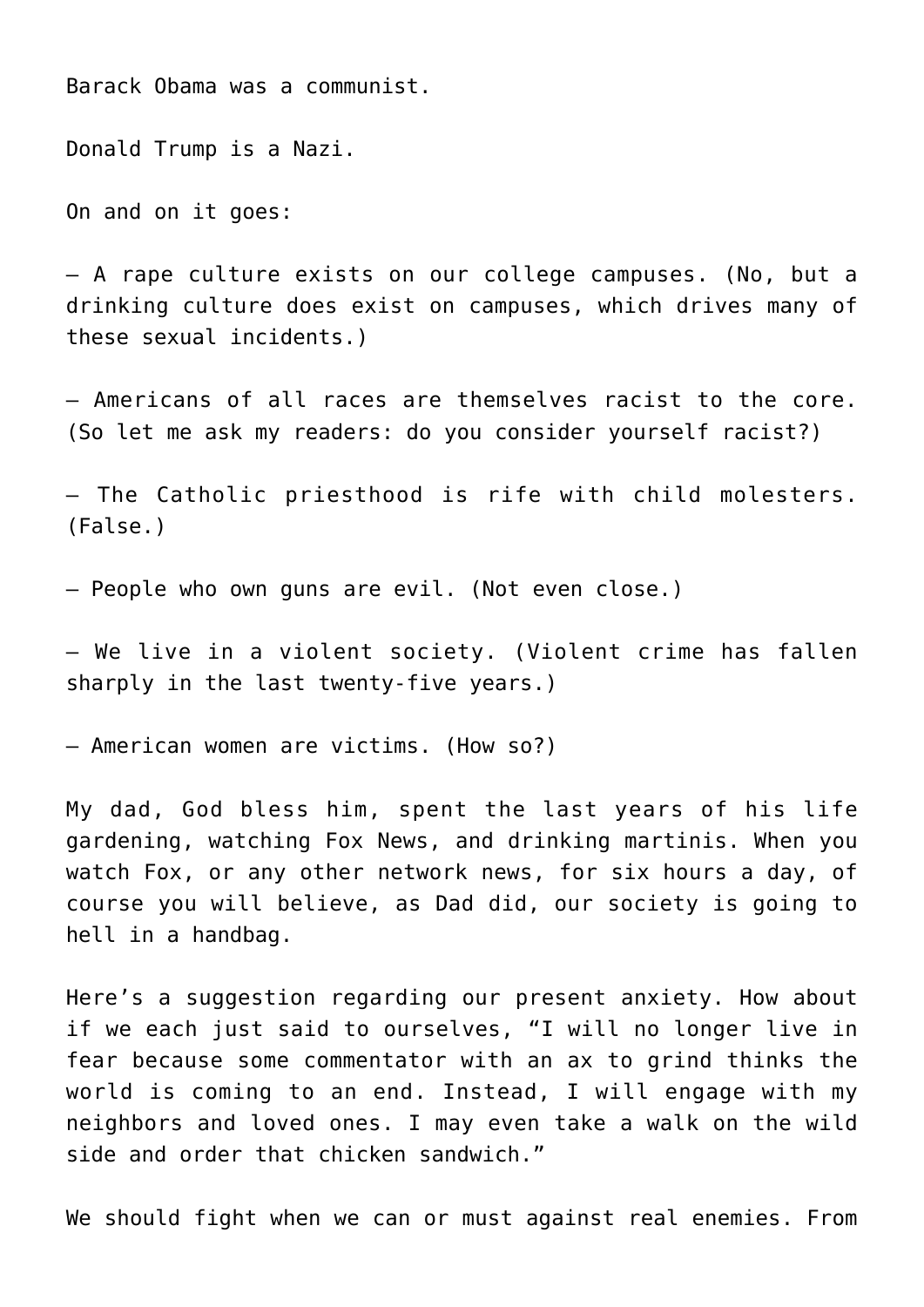Barack Obama was a communist.

Donald Trump is a Nazi.

On and on it goes:

– A rape culture exists on our college campuses. (No, but a drinking culture does exist on campuses, which drives many of these sexual incidents.)

– Americans of all races are themselves racist to the core. (So let me ask my readers: do you consider yourself racist?)

– The Catholic priesthood is rife with child molesters. (False.)

– People who own guns are evil. (Not even close.)

– We live in a violent society. (Violent crime has fallen sharply in the last twenty-five years.)

– American women are victims. (How so?)

My dad, God bless him, spent the last years of his life gardening, watching Fox News, and drinking martinis. When you watch Fox, or any other network news, for six hours a day, of course you will believe, as Dad did, our society is going to hell in a handbag.

Here's a suggestion regarding our present anxiety. How about if we each just said to ourselves, "I will no longer live in fear because some commentator with an ax to grind thinks the world is coming to an end. Instead, I will engage with my neighbors and loved ones. I may even take a walk on the wild side and order that chicken sandwich."

We should fight when we can or must against real enemies. From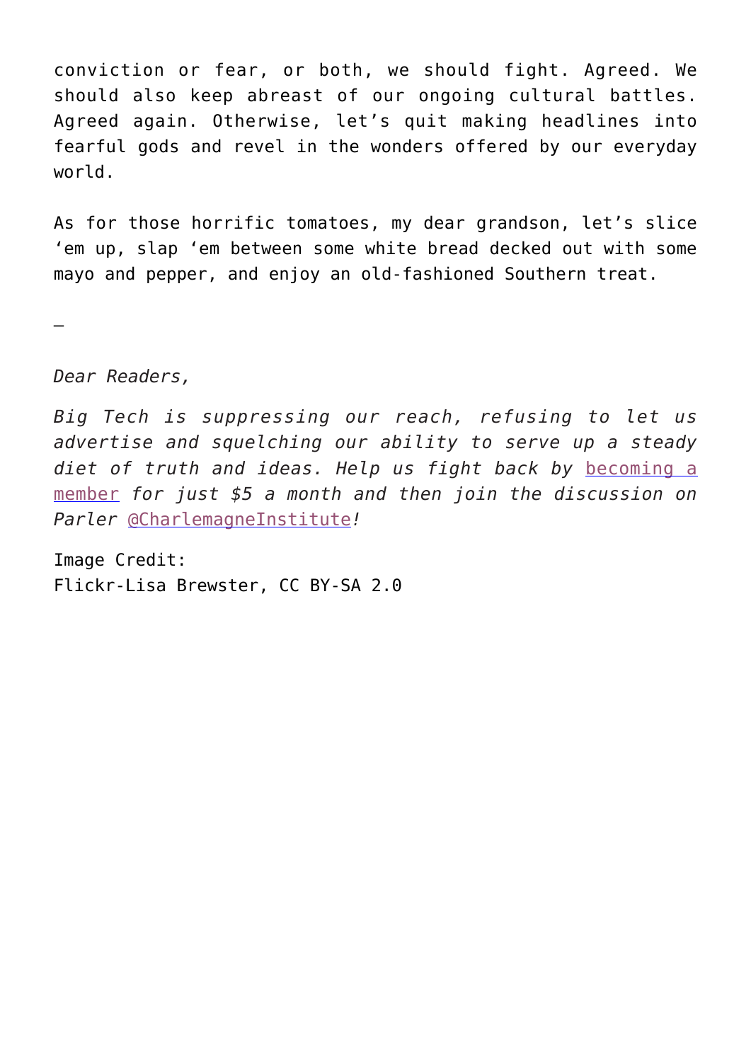conviction or fear, or both, we should fight. Agreed. We should also keep abreast of our ongoing cultural battles. Agreed again. Otherwise, let's quit making headlines into fearful gods and revel in the wonders offered by our everyday world.

As for those horrific tomatoes, my dear grandson, let's slice 'em up, slap 'em between some white bread decked out with some mayo and pepper, and enjoy an old-fashioned Southern treat.

—

*Dear Readers,*

*Big Tech is suppressing our reach, refusing to let us advertise and squelching our ability to serve up a steady diet of truth and ideas. Help us fight back by becoming a member for just $5 a month and then join the discussion on Parler @CharlemagneInstitute!*

Image Credit:
Flickr-Lisa Brewster, CC BY-SA 2.0